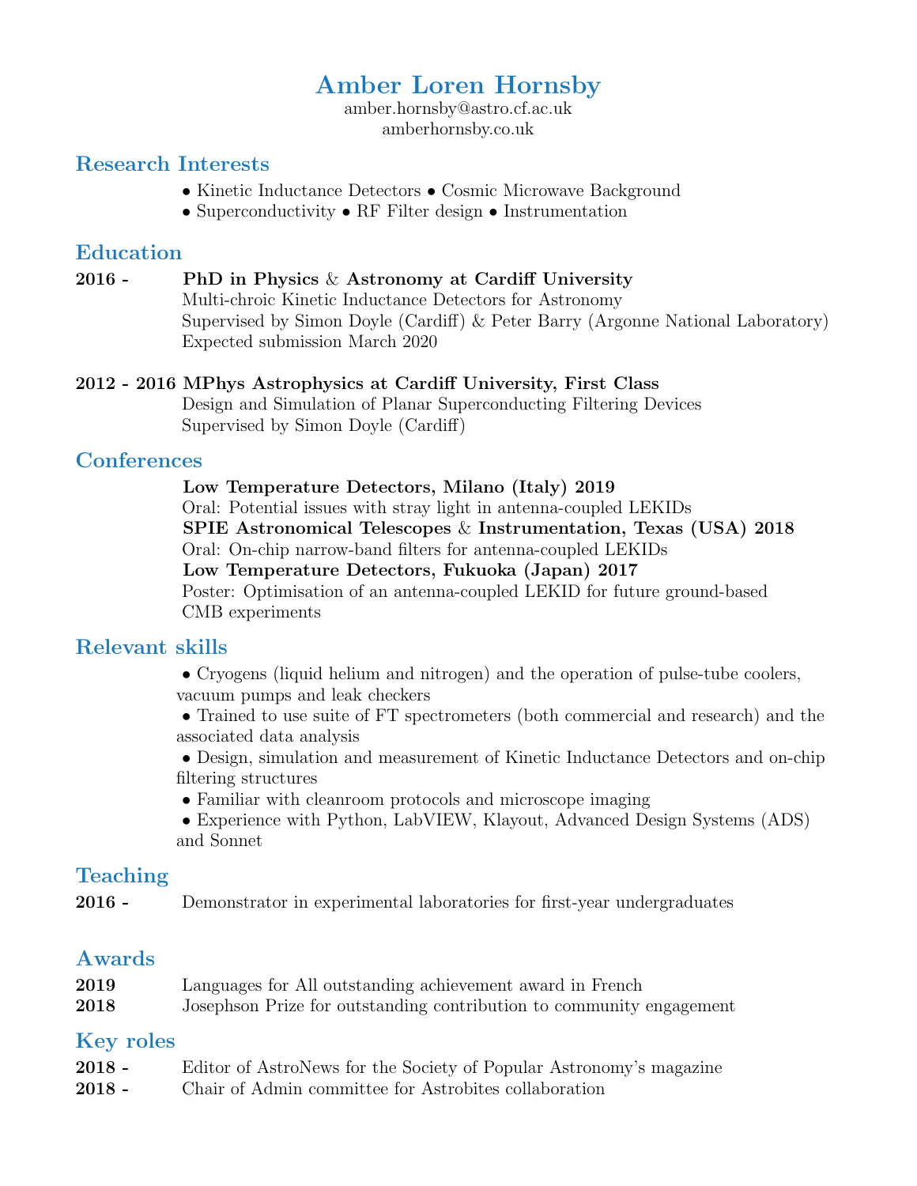# Amber Loren Hornsby

amber.hornsby@astro.cf.ac.uk
amberhornsby.co.uk

## Research Interests

- Kinetic Inductance Detectors • Cosmic Microwave Background
- Superconductivity • RF Filter design • Instrumentation

## Education

**2016 -** **PhD in Physics & Astronomy at Cardiff University**
Multi-chroic Kinetic Inductance Detectors for Astronomy
Supervised by Simon Doyle (Cardiff) & Peter Barry (Argonne National Laboratory)
Expected submission March 2020

**2012 - 2016** **MPhys Astrophysics at Cardiff University, First Class**
Design and Simulation of Planar Superconducting Filtering Devices
Supervised by Simon Doyle (Cardiff)

## Conferences

**Low Temperature Detectors, Milano (Italy) 2019**
Oral: Potential issues with stray light in antenna-coupled LEKIDs

**SPIE Astronomical Telescopes & Instrumentation, Texas (USA) 2018**
Oral: On-chip narrow-band filters for antenna-coupled LEKIDs

**Low Temperature Detectors, Fukuoka (Japan) 2017**
Poster: Optimisation of an antenna-coupled LEKID for future ground-based CMB experiments

## Relevant skills

- Cryogens (liquid helium and nitrogen) and the operation of pulse-tube coolers, vacuum pumps and leak checkers
- Trained to use suite of FT spectrometers (both commercial and research) and the associated data analysis
- Design, simulation and measurement of Kinetic Inductance Detectors and on-chip filtering structures
- Familiar with cleanroom protocols and microscope imaging
- Experience with Python, LabVIEW, Klayout, Advanced Design Systems (ADS) and Sonnet

## Teaching

**2016 -** Demonstrator in experimental laboratories for first-year undergraduates

## Awards

**2019** Languages for All outstanding achievement award in French
**2018** Josephson Prize for outstanding contribution to community engagement

## Key roles

**2018 -** Editor of AstroNews for the Society of Popular Astronomy's magazine
**2018 -** Chair of Admin committee for Astrobites collaboration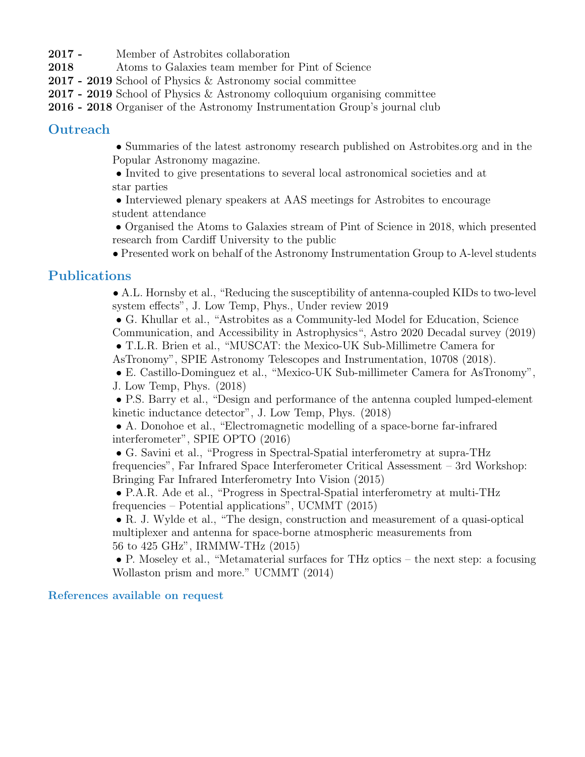**2017 -** Member of Astrobites collaboration
**2018** Atoms to Galaxies team member for Pint of Science
**2017 - 2019** School of Physics & Astronomy social committee
**2017 - 2019** School of Physics & Astronomy colloquium organising committee
**2016 - 2018** Organiser of the Astronomy Instrumentation Group's journal club

## Outreach

- Summaries of the latest astronomy research published on Astrobites.org and in the Popular Astronomy magazine.
- Invited to give presentations to several local astronomical societies and at star parties
- Interviewed plenary speakers at AAS meetings for Astrobites to encourage student attendance
- Organised the Atoms to Galaxies stream of Pint of Science in 2018, which presented research from Cardiff University to the public
- Presented work on behalf of the Astronomy Instrumentation Group to A-level students

## Publications

- A.L. Hornsby et al., "Reducing the susceptibility of antenna-coupled KIDs to two-level system effects", J. Low Temp, Phys., Under review 2019
- G. Khullar et al., "Astrobites as a Community-led Model for Education, Science Communication, and Accessibility in Astrophysics", Astro 2020 Decadal survey (2019)
- T.L.R. Brien et al., "MUSCAT: the Mexico-UK Sub-Millimetre Camera for AsTronomy", SPIE Astronomy Telescopes and Instrumentation, 10708 (2018).
- E. Castillo-Dominguez et al., "Mexico-UK Sub-millimeter Camera for AsTronomy", J. Low Temp, Phys. (2018)
- P.S. Barry et al., "Design and performance of the antenna coupled lumped-element kinetic inductance detector", J. Low Temp, Phys. (2018)
- A. Donohoe et al., "Electromagnetic modelling of a space-borne far-infrared interferometer", SPIE OPTO (2016)
- G. Savini et al., "Progress in Spectral-Spatial interferometry at supra-THz frequencies", Far Infrared Space Interferometer Critical Assessment – 3rd Workshop: Bringing Far Infrared Interferometry Into Vision (2015)
- P.A.R. Ade et al., "Progress in Spectral-Spatial interferometry at multi-THz frequencies – Potential applications", UCMMT (2015)
- R. J. Wylde et al., "The design, construction and measurement of a quasi-optical multiplexer and antenna for space-borne atmospheric measurements from 56 to 425 GHz", IRMMW-THz (2015)
- P. Moseley et al., "Metamaterial surfaces for THz optics – the next step: a focusing Wollaston prism and more." UCMMT (2014)

**References available on request**